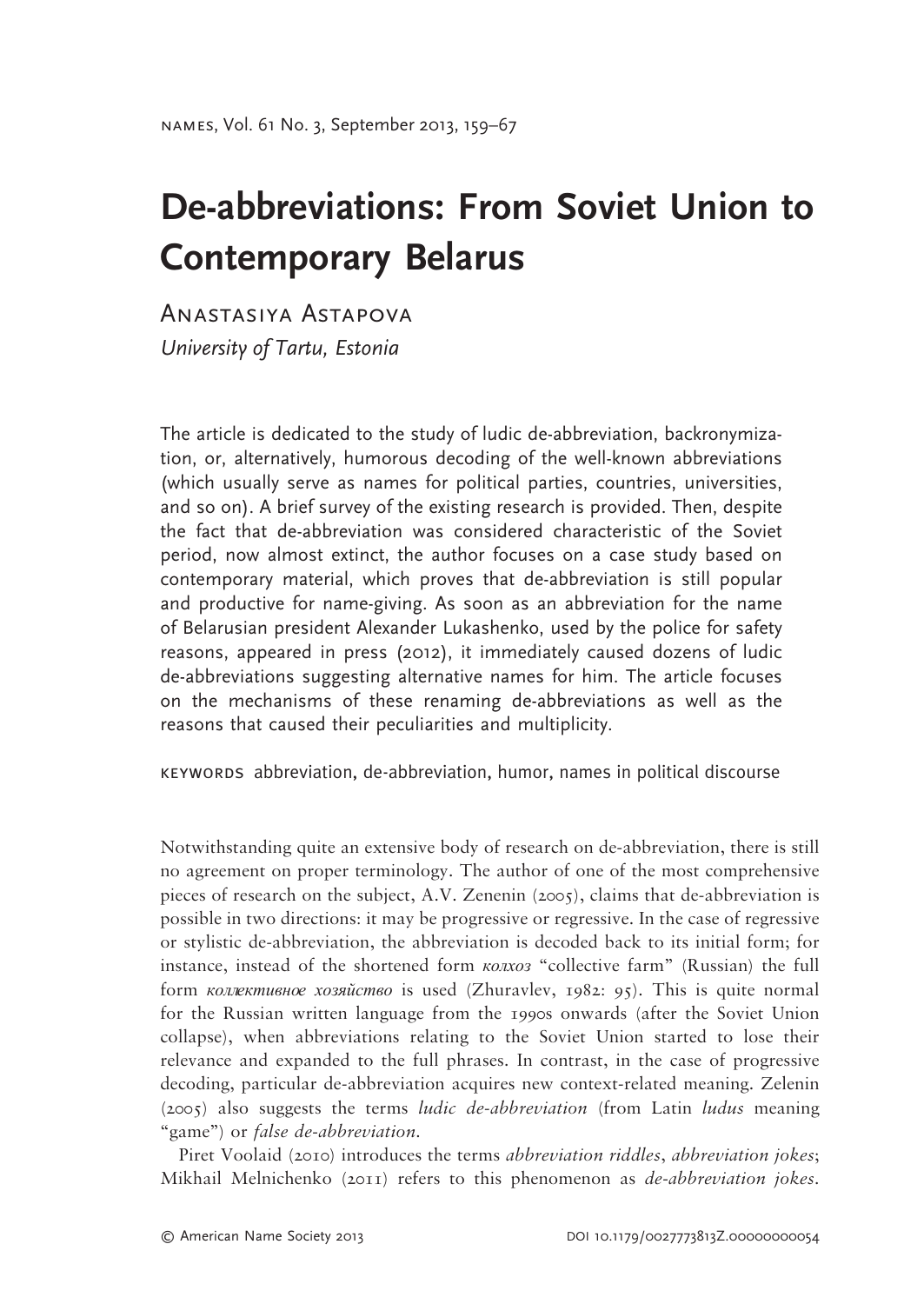# De-abbreviations: From Soviet Union to Contemporary Belarus

Anastasiya Astapova

*University of Tartu, Estonia*

The article is dedicated to the study of ludic de-abbreviation, backronymization, or, alternatively, humorous decoding of the well-known abbreviations (which usually serve as names for political parties, countries, universities, and so on). A brief survey of the existing research is provided. Then, despite the fact that de-abbreviation was considered characteristic of the Soviet period, now almost extinct, the author focuses on a case study based on contemporary material, which proves that de-abbreviation is still popular and productive for name-giving. As soon as an abbreviation for the name of Belarusian president Alexander Lukashenko, used by the police for safety reasons, appeared in press (2012), it immediately caused dozens of ludic de-abbreviations suggesting alternative names for him. The article focuses on the mechanisms of these renaming de-abbreviations as well as the reasons that caused their peculiarities and multiplicity.

KEYWORDS abbreviation, de-abbreviation, humor, names in political discourse

Notwithstanding quite an extensive body of research on de-abbreviation, there is still no agreement on proper terminology. The author of one of the most comprehensive pieces of research on the subject, A.V. Zenenin (2005), claims that de-abbreviation is possible in two directions: it may be progressive or regressive. In the case of regressive or stylistic de-abbreviation, the abbreviation is decoded back to its initial form; for instance, instead of the shortened form *колхоз* "collective farm" (Russian) the full form *коллективное хозяйство* is used (Zhuravlev, 1982: 95). This is quite normal for the Russian written language from the 1990s onwards (after the Soviet Union collapse), when abbreviations relating to the Soviet Union started to lose their relevance and expanded to the full phrases. In contrast, in the case of progressive decoding, particular de-abbreviation acquires new context-related meaning. Zelenin (2005) also suggests the terms *ludic de-abbreviation* (from Latin *ludus* meaning "game") or *false de-abbreviation*.

Piret Voolaid (2010) introduces the terms *abbreviation riddles*, *abbreviation jokes*; Mikhail Melnichenko (2011) refers to this phenomenon as *de-abbreviation jokes*.

© American Name Society 2013 DOI 10.1179/0027773813Z.00000000054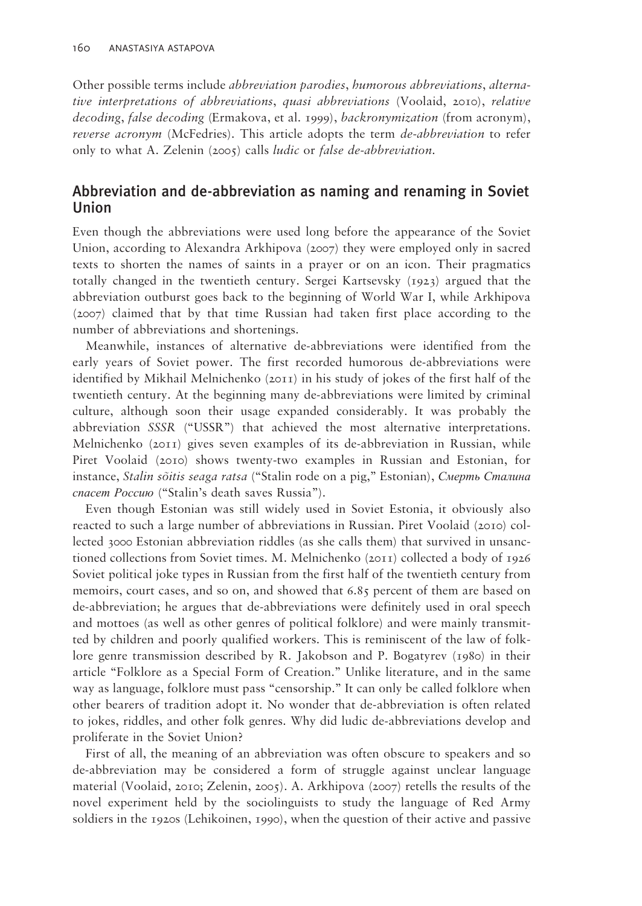Other possible terms include *abbreviation parodies*, *humorous abbreviations*, *alternative interpretations of abbreviations*, *quasi abbreviations* (Voolaid, 2010), *relative decoding*, *false decoding* (Ermakova, et al. 1999), *backronymization* (from acronym), *reverse acronym* (McFedries). This article adopts the term *de-abbreviation* to refer only to what A. Zelenin (2005) calls *ludic* or *false de-abbreviation*.

## Abbreviation and de-abbreviation as naming and renaming in Soviet Union

Even though the abbreviations were used long before the appearance of the Soviet Union, according to Alexandra Arkhipova (2007) they were employed only in sacred texts to shorten the names of saints in a prayer or on an icon. Their pragmatics totally changed in the twentieth century. Sergei Kartsevsky (1923) argued that the abbreviation outburst goes back to the beginning of World War I, while Arkhipova (2007) claimed that by that time Russian had taken first place according to the number of abbreviations and shortenings.

Meanwhile, instances of alternative de-abbreviations were identified from the early years of Soviet power. The first recorded humorous de-abbreviations were identified by Mikhail Melnichenko (2011) in his study of jokes of the first half of the twentieth century. At the beginning many de-abbreviations were limited by criminal culture, although soon their usage expanded considerably. It was probably the abbreviation *SSSR* ("USSR") that achieved the most alternative interpretations. Melnichenko (2011) gives seven examples of its de-abbreviation in Russian, while Piret Voolaid (2010) shows twenty-two examples in Russian and Estonian, for instance, *Stalin sõitis seaga ratsa* ("Stalin rode on a pig," Estonian), *Смерть Сталина спасет Россию* ("Stalin's death saves Russia").

Even though Estonian was still widely used in Soviet Estonia, it obviously also reacted to such a large number of abbreviations in Russian. Piret Voolaid (2010) collected 3000 Estonian abbreviation riddles (as she calls them) that survived in unsanctioned collections from Soviet times. M. Melnichenko (2011) collected a body of 1926 Soviet political joke types in Russian from the first half of the twentieth century from memoirs, court cases, and so on, and showed that 6.85 percent of them are based on de-abbreviation; he argues that de-abbreviations were definitely used in oral speech and mottoes (as well as other genres of political folklore) and were mainly transmitted by children and poorly qualified workers. This is reminiscent of the law of folklore genre transmission described by R. Jakobson and P. Bogatyrev (1980) in their article "Folklore as a Special Form of Creation." Unlike literature, and in the same way as language, folklore must pass "censorship." It can only be called folklore when other bearers of tradition adopt it. No wonder that de-abbreviation is often related to jokes, riddles, and other folk genres. Why did ludic de-abbreviations develop and proliferate in the Soviet Union?

First of all, the meaning of an abbreviation was often obscure to speakers and so de-abbreviation may be considered a form of struggle against unclear language material (Voolaid, 2010; Zelenin, 2005). A. Arkhipova (2007) retells the results of the novel experiment held by the sociolinguists to study the language of Red Army soldiers in the 1920s (Lehikoinen, 1990), when the question of their active and passive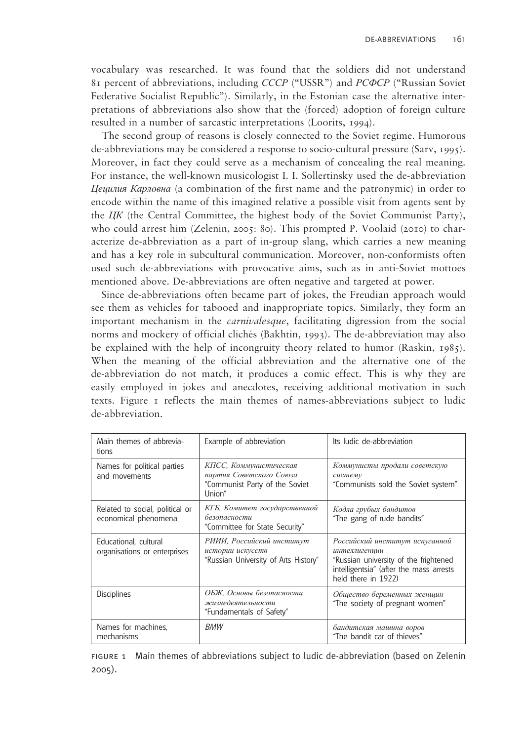vocabulary was researched. It was found that the soldiers did not understand 81 percent of abbreviations, including *СССР* ("USSR") and *РСФСР* ("Russian Soviet Federative Socialist Republic"). Similarly, in the Estonian case the alternative interpretations of abbreviations also show that the (forced) adoption of foreign culture resulted in a number of sarcastic interpretations (Loorits, 1994).

The second group of reasons is closely connected to the Soviet regime. Humorous de-abbreviations may be considered a response to socio-cultural pressure (Sarv, 1995). Moreover, in fact they could serve as a mechanism of concealing the real meaning. For instance, the well-known musicologist I. I. Sollertinsky used the de-abbreviation *Цецилия Карловна* (a combination of the first name and the patronymic) in order to encode within the name of this imagined relative a possible visit from agents sent by the *ЦК* (the Central Committee, the highest body of the Soviet Communist Party), who could arrest him (Zelenin, 2005: 80). This prompted P. Voolaid (2010) to characterize de-abbreviation as a part of in-group slang, which carries a new meaning and has a key role in subcultural communication. Moreover, non-conformists often used such de-abbreviations with provocative aims, such as in anti-Soviet mottoes mentioned above. De-abbreviations are often negative and targeted at power.

Since de-abbreviations often became part of jokes, the Freudian approach would see them as vehicles for tabooed and inappropriate topics. Similarly, they form an important mechanism in the *carnivalesque*, facilitating digression from the social norms and mockery of official clichés (Bakhtin, 1993). The de-abbreviation may also be explained with the help of incongruity theory related to humor (Raskin, 1985). When the meaning of the official abbreviation and the alternative one of the de-abbreviation do not match, it produces a comic effect. This is why they are easily employed in jokes and anecdotes, receiving additional motivation in such texts. Figure 1 reflects the main themes of names-abbreviations subject to ludic de-abbreviation.

| Main themes of abbreviations | Example of abbreviation | Its ludic de-abbreviation |
|---|---|---|
| Names for political parties and movements | *КПСС, Коммунистическая партия Советского Союза* "Communist Party of the Soviet Union" | *Коммунисты продали советскую систему* "Communists sold the Soviet system" |
| Related to social, political or economical phenomena | *КГБ, Комитет государственной безопасности* "Committee for State Security" | *Кодла грубых бандитов* "The gang of rude bandits" |
| Educational, cultural organisations or enterprises | *РИИИ, Российский институт истории искусств* "Russian University of Arts History" | *Российский институт испуганной интеллигенции* "Russian university of the frightened intelligentsia" (after the mass arrests held there in 1922) |
| Disciplines | *ОБЖ, Основы безопасности жизнедеятельности* "Fundamentals of Safety" | *Общество беременных женщин* "The society of pregnant women" |
| Names for machines, mechanisms | *BMW* | *бандитская машина воров* "The bandit car of thieves" |

FIGURE 1 Main themes of abbreviations subject to ludic de-abbreviation (based on Zelenin 2005).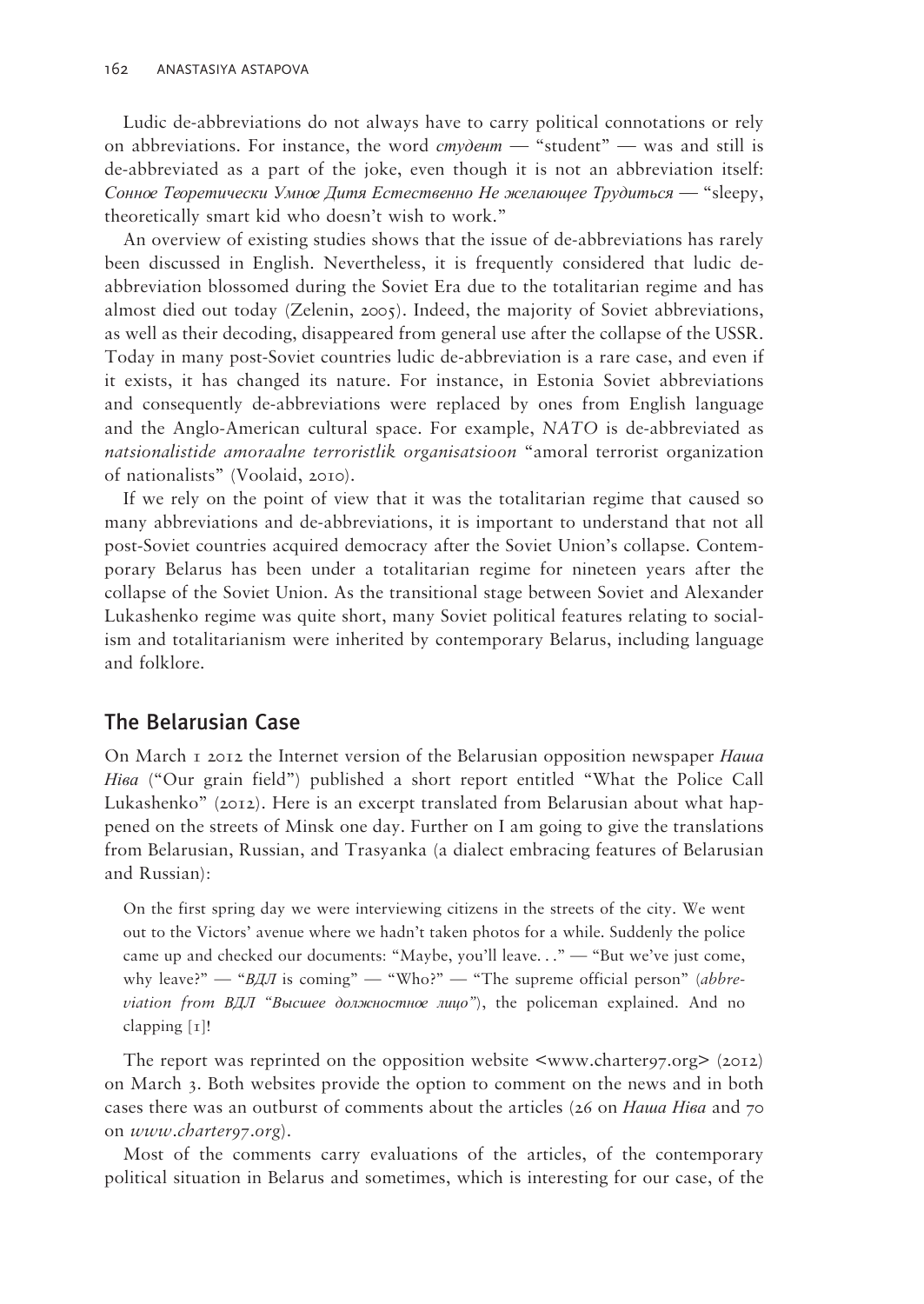Ludic de-abbreviations do not always have to carry political connotations or rely on abbreviations. For instance, the word *студент* — "student" — was and still is de-abbreviated as a part of the joke, even though it is not an abbreviation itself: *Сонное Теоретически Умное Дитя Естественно Не желающее Трудиться* — "sleepy, theoretically smart kid who doesn't wish to work."

An overview of existing studies shows that the issue of de-abbreviations has rarely been discussed in English. Nevertheless, it is frequently considered that ludic de-abbreviation blossomed during the Soviet Era due to the totalitarian regime and has almost died out today (Zelenin, 2005). Indeed, the majority of Soviet abbreviations, as well as their decoding, disappeared from general use after the collapse of the USSR. Today in many post-Soviet countries ludic de-abbreviation is a rare case, and even if it exists, it has changed its nature. For instance, in Estonia Soviet abbreviations and consequently de-abbreviations were replaced by ones from English language and the Anglo-American cultural space. For example, *NATO* is de-abbreviated as *natsionalistide amoraalne terroristlik organisatsioon* "amoral terrorist organization of nationalists" (Voolaid, 2010).

If we rely on the point of view that it was the totalitarian regime that caused so many abbreviations and de-abbreviations, it is important to understand that not all post-Soviet countries acquired democracy after the Soviet Union's collapse. Contemporary Belarus has been under a totalitarian regime for nineteen years after the collapse of the Soviet Union. As the transitional stage between Soviet and Alexander Lukashenko regime was quite short, many Soviet political features relating to socialism and totalitarianism were inherited by contemporary Belarus, including language and folklore.

## The Belarusian Case

On March 1 2012 the Internet version of the Belarusian opposition newspaper *Наша Ніва* ("Our grain field") published a short report entitled "What the Police Call Lukashenko" (2012). Here is an excerpt translated from Belarusian about what happened on the streets of Minsk one day. Further on I am going to give the translations from Belarusian, Russian, and Trasyanka (a dialect embracing features of Belarusian and Russian):

> On the first spring day we were interviewing citizens in the streets of the city. We went out to the Victors' avenue where we hadn't taken photos for a while. Suddenly the police came up and checked our documents: "Maybe, you'll leave. . ." — "But we've just come, why leave?" — "*ВДЛ* is coming" — "Who?" — "The supreme official person" (*abbreviation from ВДЛ "Высшее должностное лицо"*), the policeman explained. And no clapping [1]!

The report was reprinted on the opposition website <www.charter97.org> (2012) on March 3. Both websites provide the option to comment on the news and in both cases there was an outburst of comments about the articles (26 on *Наша Ніва* and 70 on *www.charter97.org*).

Most of the comments carry evaluations of the articles, of the contemporary political situation in Belarus and sometimes, which is interesting for our case, of the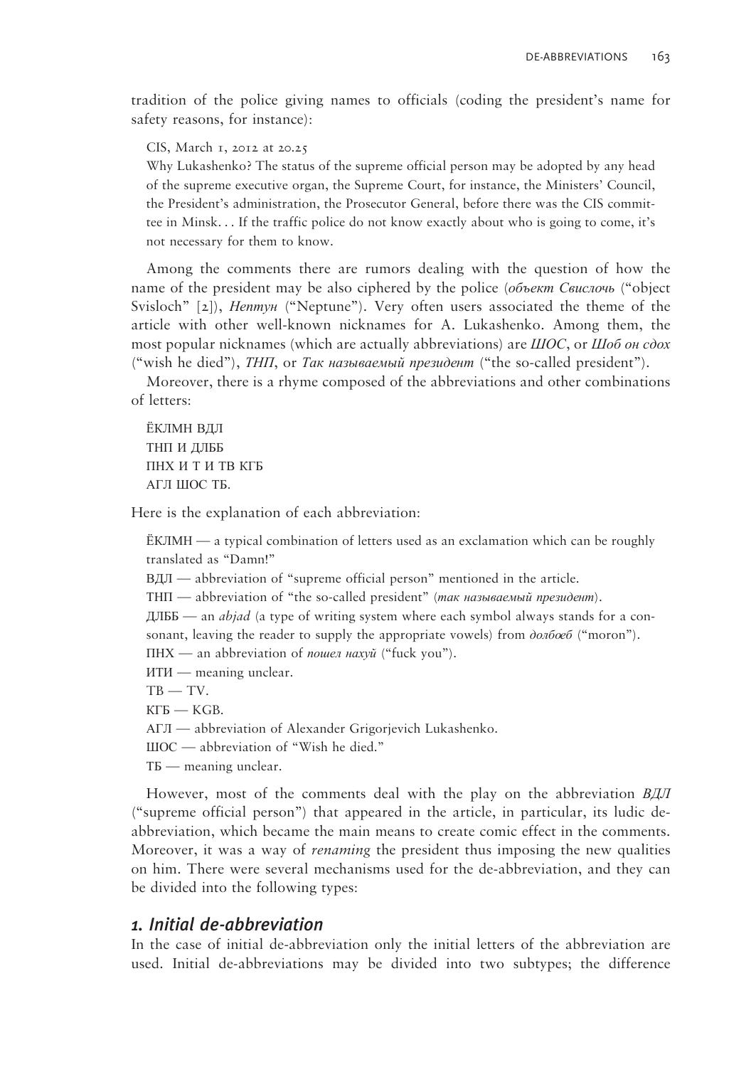tradition of the police giving names to officials (coding the president's name for safety reasons, for instance):

> CIS, March 1, 2012 at 20.25
>
> Why Lukashenko? The status of the supreme official person may be adopted by any head of the supreme executive organ, the Supreme Court, for instance, the Ministers' Council, the President's administration, the Prosecutor General, before there was the CIS committee in Minsk. . . If the traffic police do not know exactly about who is going to come, it's not necessary for them to know.

Among the comments there are rumors dealing with the question of how the name of the president may be also ciphered by the police (*объект Свислочь* ("object Svisloch" [2]), *Нептун* ("Neptune"). Very often users associated the theme of the article with other well-known nicknames for A. Lukashenko. Among them, the most popular nicknames (which are actually abbreviations) are *ШОС*, or *Шоб он сдох* ("wish he died"), *ТНП*, or *Так называемый президент* ("the so-called president").

Moreover, there is a rhyme composed of the abbreviations and other combinations of letters:

> ЁКЛМН ВДЛ
> ТНП И ДЛББ
> ПНХ И Т И ТВ КГБ
> АГЛ ШОС ТБ.

Here is the explanation of each abbreviation:

> ЁКЛМН — a typical combination of letters used as an exclamation which can be roughly translated as "Damn!"
> ВДЛ — abbreviation of "supreme official person" mentioned in the article.
> ТНП — abbreviation of "the so-called president" (*так называемый президент*).
> ДЛББ — an *abjad* (a type of writing system where each symbol always stands for a consonant, leaving the reader to supply the appropriate vowels) from *долбоеб* ("moron").
> ПНХ — an abbreviation of *пошел нахуй* ("fuck you").
> ИТИ — meaning unclear.
> ТВ — TV.
> КГБ — KGB.
> АГЛ — abbreviation of Alexander Grigorjevich Lukashenko.
> ШОС — abbreviation of "Wish he died."
> ТБ — meaning unclear.

However, most of the comments deal with the play on the abbreviation *ВДЛ* ("supreme official person") that appeared in the article, in particular, its ludic de-abbreviation, which became the main means to create comic effect in the comments. Moreover, it was a way of *renaming* the president thus imposing the new qualities on him. There were several mechanisms used for the de-abbreviation, and they can be divided into the following types:

## *1. Initial de-abbreviation*

In the case of initial de-abbreviation only the initial letters of the abbreviation are used. Initial de-abbreviations may be divided into two subtypes; the difference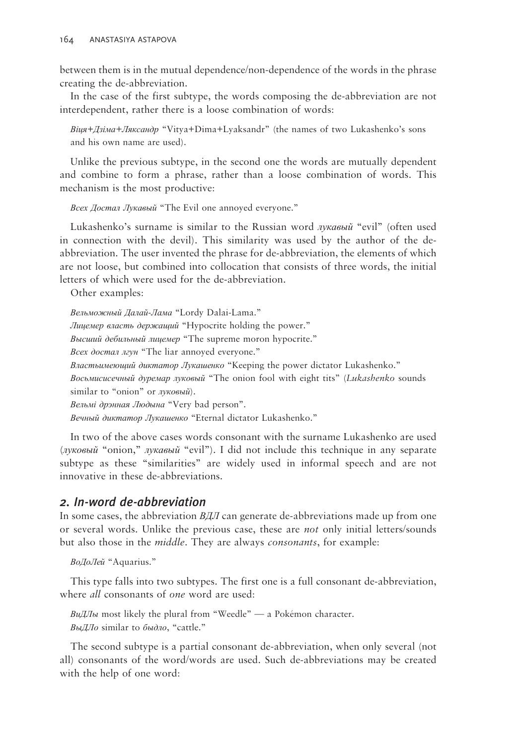between them is in the mutual dependence/non-dependence of the words in the phrase creating the de-abbreviation.

In the case of the first subtype, the words composing the de-abbreviation are not interdependent, rather there is a loose combination of words:

> *Віця+Дзіма+Ляксандр* "Vitya+Dima+Lyaksandr" (the names of two Lukashenko's sons and his own name are used).

Unlike the previous subtype, in the second one the words are mutually dependent and combine to form a phrase, rather than a loose combination of words. This mechanism is the most productive:

> *Всех Достал Лукавый* "The Evil one annoyed everyone."

Lukashenko's surname is similar to the Russian word *лукавый* "evil" (often used in connection with the devil). This similarity was used by the author of the de-abbreviation. The user invented the phrase for de-abbreviation, the elements of which are not loose, but combined into collocation that consists of three words, the initial letters of which were used for the de-abbreviation.

Other examples:

> *Вельможный Далай-Лама* "Lordy Dalai-Lama."
> *Лицемер власть держащий* "Hypocrite holding the power."
> *Высший дебильный лицемер* "The supreme moron hypocrite."
> *Всех достал лгун* "The liar annoyed everyone."
> *Властьимеющий диктатор Лукашенко* "Keeping the power dictator Lukashenko."
> *Восьмисисечный дуремар луковый* "The onion fool with eight tits" (*Lukashenko* sounds similar to "onion" or *луковый*).
> *Вельмі дрэнная Людына* "Very bad person".
> *Вечный диктатор Лукашенко* "Eternal dictator Lukashenko."

In two of the above cases words consonant with the surname Lukashenko are used (*луковый* "onion," *лукавый* "evil"). I did not include this technique in any separate subtype as these "similarities" are widely used in informal speech and are not innovative in these de-abbreviations.

## 2. In-word de-abbreviation

In some cases, the abbreviation *ВДЛ* can generate de-abbreviations made up from one or several words. Unlike the previous case, these are *not* only initial letters/sounds but also those in the *middle*. They are always *consonants*, for example:

> *ВоДоЛей* "Aquarius."

This type falls into two subtypes. The first one is a full consonant de-abbreviation, where *all* consonants of *one* word are used:

> *ВиДЛы* most likely the plural from "Weedle" — a Pokémon character.
> *ВыДЛо* similar to *быдло*, "cattle."

The second subtype is a partial consonant de-abbreviation, when only several (not all) consonants of the word/words are used. Such de-abbreviations may be created with the help of one word: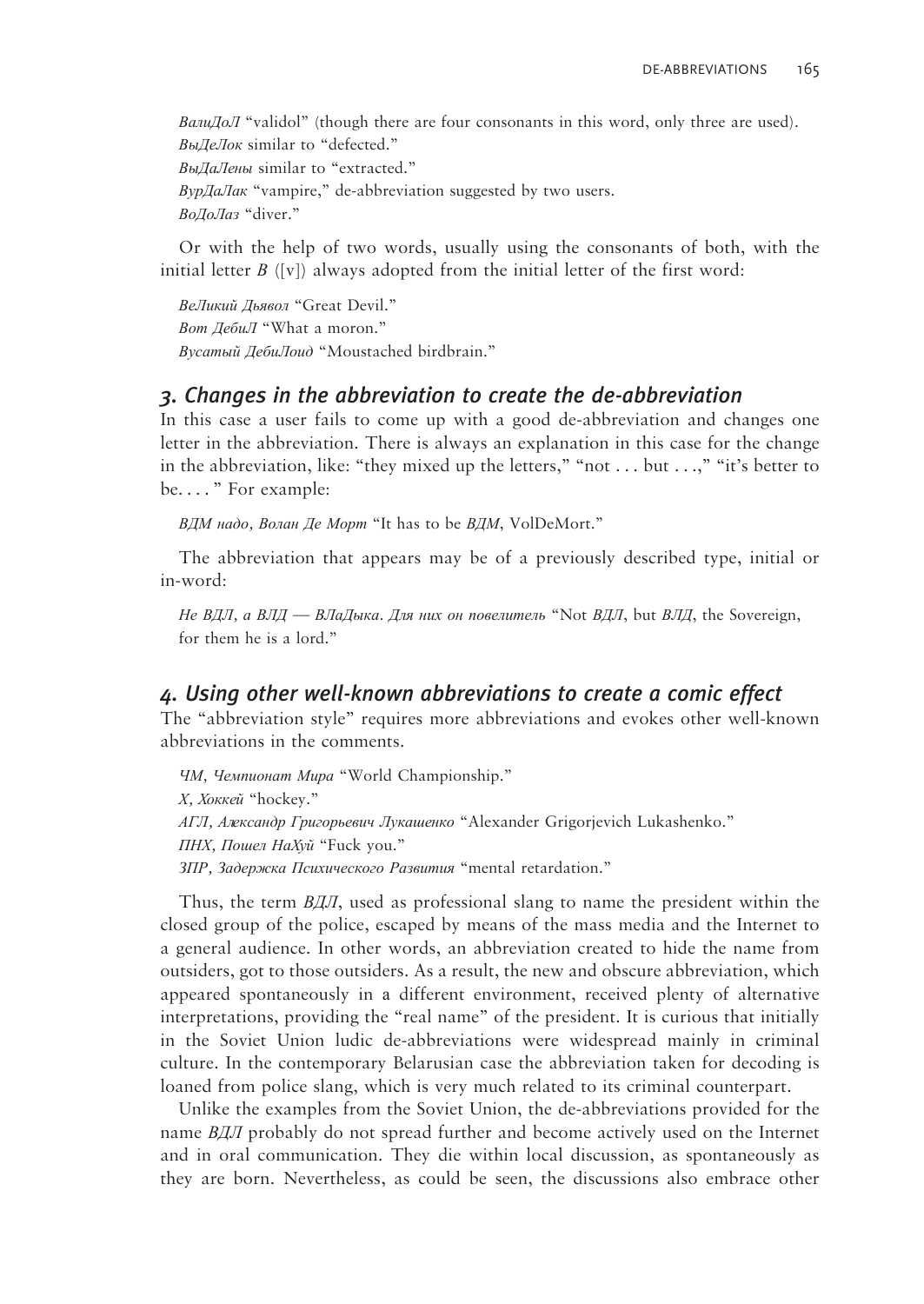*ВалиДоЛ* "validol" (though there are four consonants in this word, only three are used).
*ВыДеЛок* similar to "defected."
*ВыДаЛены* similar to "extracted."
*ВурДаЛак* "vampire," de-abbreviation suggested by two users.
*ВоДоЛаз* "diver."

Or with the help of two words, usually using the consonants of both, with the initial letter *В* ([v]) always adopted from the initial letter of the first word:

*ВеЛикий Дьявол* "Great Devil."
*Вот ДебиЛ* "What a moron."
*Вусатый ДебиЛоид* "Moustached birdbrain."

### *3. Changes in the abbreviation to create the de-abbreviation*

In this case a user fails to come up with a good de-abbreviation and changes one letter in the abbreviation. There is always an explanation in this case for the change in the abbreviation, like: "they mixed up the letters," "not . . . but . . .," "it's better to be. . . . " For example:

*ВДМ надо, Волан Де Морт* "It has to be *ВДМ*, VolDeMort."

The abbreviation that appears may be of a previously described type, initial or in-word:

*Не ВДЛ, а ВЛД — ВЛаДыка. Для них он повелитель* "Not *ВДЛ*, but *ВЛД*, the Sovereign, for them he is a lord."

### *4. Using other well-known abbreviations to create a comic effect*

The "abbreviation style" requires more abbreviations and evokes other well-known abbreviations in the comments.

*ЧМ, Чемпионат Мира* "World Championship."
*Х, Хоккей* "hockey."
*АГЛ, Александр Григорьевич Лукашенко* "Alexander Grigorjevich Lukashenko."
*ПНХ, Пошел НаХуй* "Fuck you."
*ЗПР, Задержка Психического Развития* "mental retardation."

Thus, the term *ВДЛ*, used as professional slang to name the president within the closed group of the police, escaped by means of the mass media and the Internet to a general audience. In other words, an abbreviation created to hide the name from outsiders, got to those outsiders. As a result, the new and obscure abbreviation, which appeared spontaneously in a different environment, received plenty of alternative interpretations, providing the "real name" of the president. It is curious that initially in the Soviet Union ludic de-abbreviations were widespread mainly in criminal culture. In the contemporary Belarusian case the abbreviation taken for decoding is loaned from police slang, which is very much related to its criminal counterpart.

Unlike the examples from the Soviet Union, the de-abbreviations provided for the name *ВДЛ* probably do not spread further and become actively used on the Internet and in oral communication. They die within local discussion, as spontaneously as they are born. Nevertheless, as could be seen, the discussions also embrace other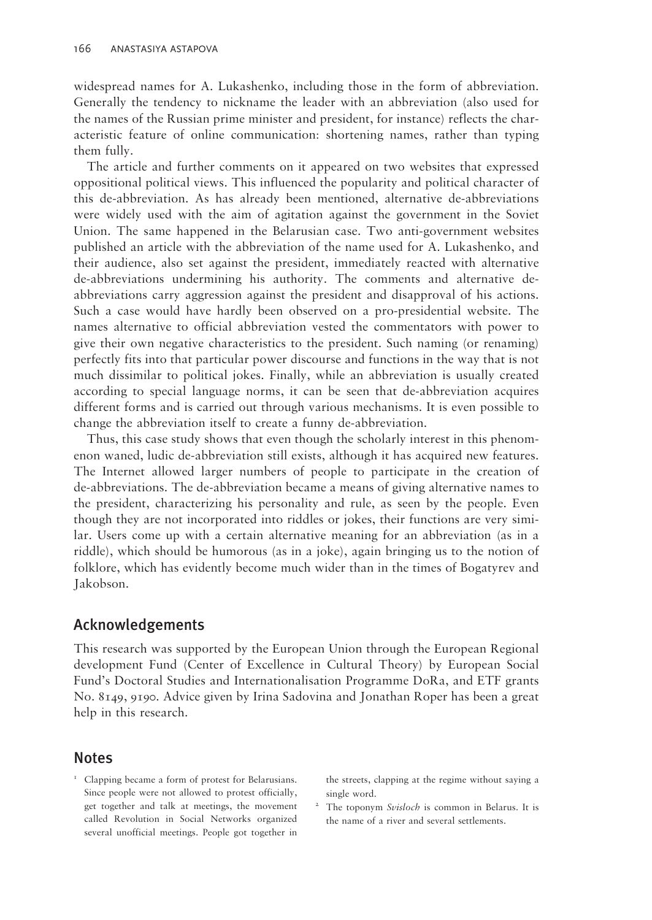widespread names for A. Lukashenko, including those in the form of abbreviation. Generally the tendency to nickname the leader with an abbreviation (also used for the names of the Russian prime minister and president, for instance) reflects the characteristic feature of online communication: shortening names, rather than typing them fully.

The article and further comments on it appeared on two websites that expressed oppositional political views. This influenced the popularity and political character of this de-abbreviation. As has already been mentioned, alternative de-abbreviations were widely used with the aim of agitation against the government in the Soviet Union. The same happened in the Belarusian case. Two anti-government websites published an article with the abbreviation of the name used for A. Lukashenko, and their audience, also set against the president, immediately reacted with alternative de-abbreviations undermining his authority. The comments and alternative de-abbreviations carry aggression against the president and disapproval of his actions. Such a case would have hardly been observed on a pro-presidential website. The names alternative to official abbreviation vested the commentators with power to give their own negative characteristics to the president. Such naming (or renaming) perfectly fits into that particular power discourse and functions in the way that is not much dissimilar to political jokes. Finally, while an abbreviation is usually created according to special language norms, it can be seen that de-abbreviation acquires different forms and is carried out through various mechanisms. It is even possible to change the abbreviation itself to create a funny de-abbreviation.

Thus, this case study shows that even though the scholarly interest in this phenomenon waned, ludic de-abbreviation still exists, although it has acquired new features. The Internet allowed larger numbers of people to participate in the creation of de-abbreviations. The de-abbreviation became a means of giving alternative names to the president, characterizing his personality and rule, as seen by the people. Even though they are not incorporated into riddles or jokes, their functions are very similar. Users come up with a certain alternative meaning for an abbreviation (as in a riddle), which should be humorous (as in a joke), again bringing us to the notion of folklore, which has evidently become much wider than in the times of Bogatyrev and Jakobson.

## Acknowledgements

This research was supported by the European Union through the European Regional development Fund (Center of Excellence in Cultural Theory) by European Social Fund's Doctoral Studies and Internationalisation Programme DoRa, and ETF grants No. 8149, 9190. Advice given by Irina Sadovina and Jonathan Roper has been a great help in this research.

## Notes

[1] Clapping became a form of protest for Belarusians. Since people were not allowed to protest officially, get together and talk at meetings, the movement called Revolution in Social Networks organized several unofficial meetings. People got together in the streets, clapping at the regime without saying a single word.

[2] The toponym *Svisloch* is common in Belarus. It is the name of a river and several settlements.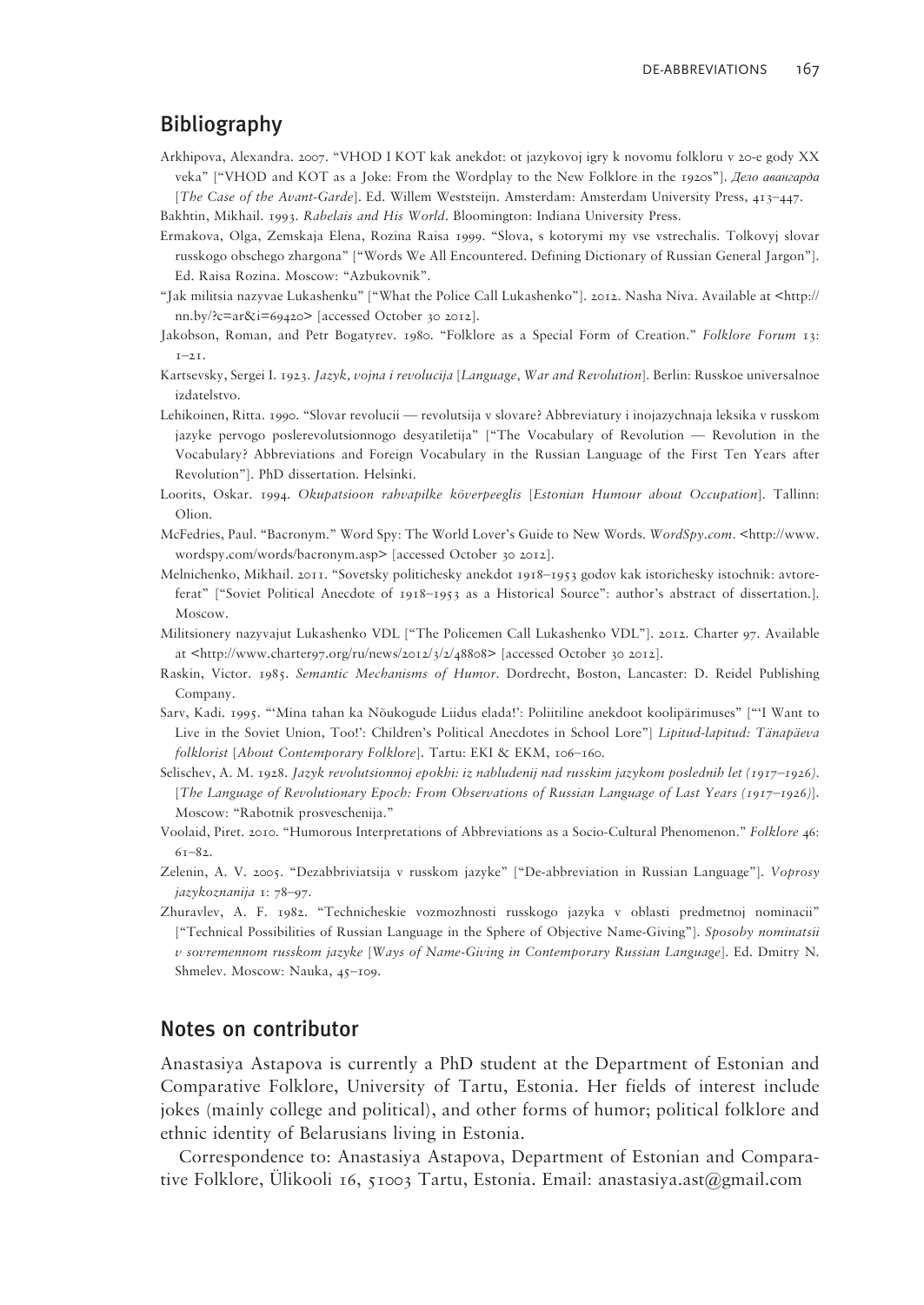## Bibliography

Arkhipova, Alexandra. 2007. "VHOD I KOT kak anekdot: ot jazykovoj igry k novomu folkloru v 20-e gody XX veka" ["VHOD and KOT as a Joke: From the Wordplay to the New Folklore in the 1920s"]. *Дело авангарда* [*The Case of the Avant-Garde*]. Ed. Willem Weststeijn. Amsterdam: Amsterdam University Press, 413–447.

Bakhtin, Mikhail. 1993. *Rabelais and His World*. Bloomington: Indiana University Press.

Ermakova, Olga, Zemskaja Elena, Rozina Raisa 1999. "Slova, s kotorymi my vse vstrechalis. Tolkovyj slovar russkogo obschego zhargona" ["Words We All Encountered. Defining Dictionary of Russian General Jargon"]. Ed. Raisa Rozina. Moscow: "Azbukovnik".

"Jak militsia nazyvae Lukashenku" ["What the Police Call Lukashenko"]. 2012. Nasha Niva. Available at <http://nn.by/?c=ar&i=69420> [accessed October 30 2012].

Jakobson, Roman, and Petr Bogatyrev. 1980. "Folklore as a Special Form of Creation." *Folklore Forum* 13: 1–21.

Kartsevsky, Sergei I. 1923. *Jazyk, vojna i revolucija* [*Language, War and Revolution*]. Berlin: Russkoe universalnoe izdatelstvo.

Lehikoinen, Ritta. 1990. "Slovar revolucii — revolutsija v slovare? Abbreviatury i inojazychnaja leksika v russkom jazyke pervogo poslerevolutsionnogo desyatiletija" ["The Vocabulary of Revolution — Revolution in the Vocabulary? Abbreviations and Foreign Vocabulary in the Russian Language of the First Ten Years after Revolution"]. PhD dissertation. Helsinki.

Loorits, Oskar. 1994. *Okupatsioon rahvapilke kõverpeeglis* [*Estonian Humour about Occupation*]. Tallinn: Olion.

McFedries, Paul. "Bacronym." Word Spy: The World Lover's Guide to New Words. *WordSpy.com*. <http://www.wordspy.com/words/bacronym.asp> [accessed October 30 2012].

Melnichenko, Mikhail. 2011. "Sovetsky politichesky anekdot 1918–1953 godov kak istorichesky istochnik: avtoreferat" ["Soviet Political Anecdote of 1918–1953 as a Historical Source": author's abstract of dissertation.]. Moscow.

Militsionery nazyvajut Lukashenko VDL ["The Policemen Call Lukashenko VDL"]. 2012. Charter 97. Available at <http://www.charter97.org/ru/news/2012/3/2/48808> [accessed October 30 2012].

Raskin, Victor. 1985. *Semantic Mechanisms of Humor*. Dordrecht, Boston, Lancaster: D. Reidel Publishing Company.

Sarv, Kadi. 1995. "'Mina tahan ka Nõukogude Liidus elada!': Poliitiline anekdoot koolipärimuses" ["'I Want to Live in the Soviet Union, Too!': Children's Political Anecdotes in School Lore"] *Lipitud-lapitud: Tänapäeva folklorist* [*About Contemporary Folklore*]. Tartu: EKI & EKM, 106–160.

Selischev, A. M. 1928. *Jazyk revolutsionnoj epokhi: iz nabludenij nad russkim jazykom poslednih let (1917–1926)*. [*The Language of Revolutionary Epoch: From Observations of Russian Language of Last Years (1917–1926)*]. Moscow: "Rabotnik prosveschenija."

Voolaid, Piret. 2010. "Humorous Interpretations of Abbreviations as a Socio-Cultural Phenomenon." *Folklore* 46: 61–82.

Zelenin, A. V. 2005. "Dezabbriviatsija v russkom jazyke" ["De-abbreviation in Russian Language"]. *Voprosy jazykoznanija* 1: 78–97.

Zhuravlev, A. F. 1982. "Technicheskie vozmozhnosti russkogo jazyka v oblasti predmetnoj nominacii" ["Technical Possibilities of Russian Language in the Sphere of Objective Name-Giving"]. *Sposoby nominatsii v sovremennom russkom jazyke* [*Ways of Name-Giving in Contemporary Russian Language*]. Ed. Dmitry N. Shmelev. Moscow: Nauka, 45–109.

## Notes on contributor

Anastasiya Astapova is currently a PhD student at the Department of Estonian and Comparative Folklore, University of Tartu, Estonia. Her fields of interest include jokes (mainly college and political), and other forms of humor; political folklore and ethnic identity of Belarusians living in Estonia.

Correspondence to: Anastasiya Astapova, Department of Estonian and Comparative Folklore, Ülikooli 16, 51003 Tartu, Estonia. Email: anastasiya.ast@gmail.com